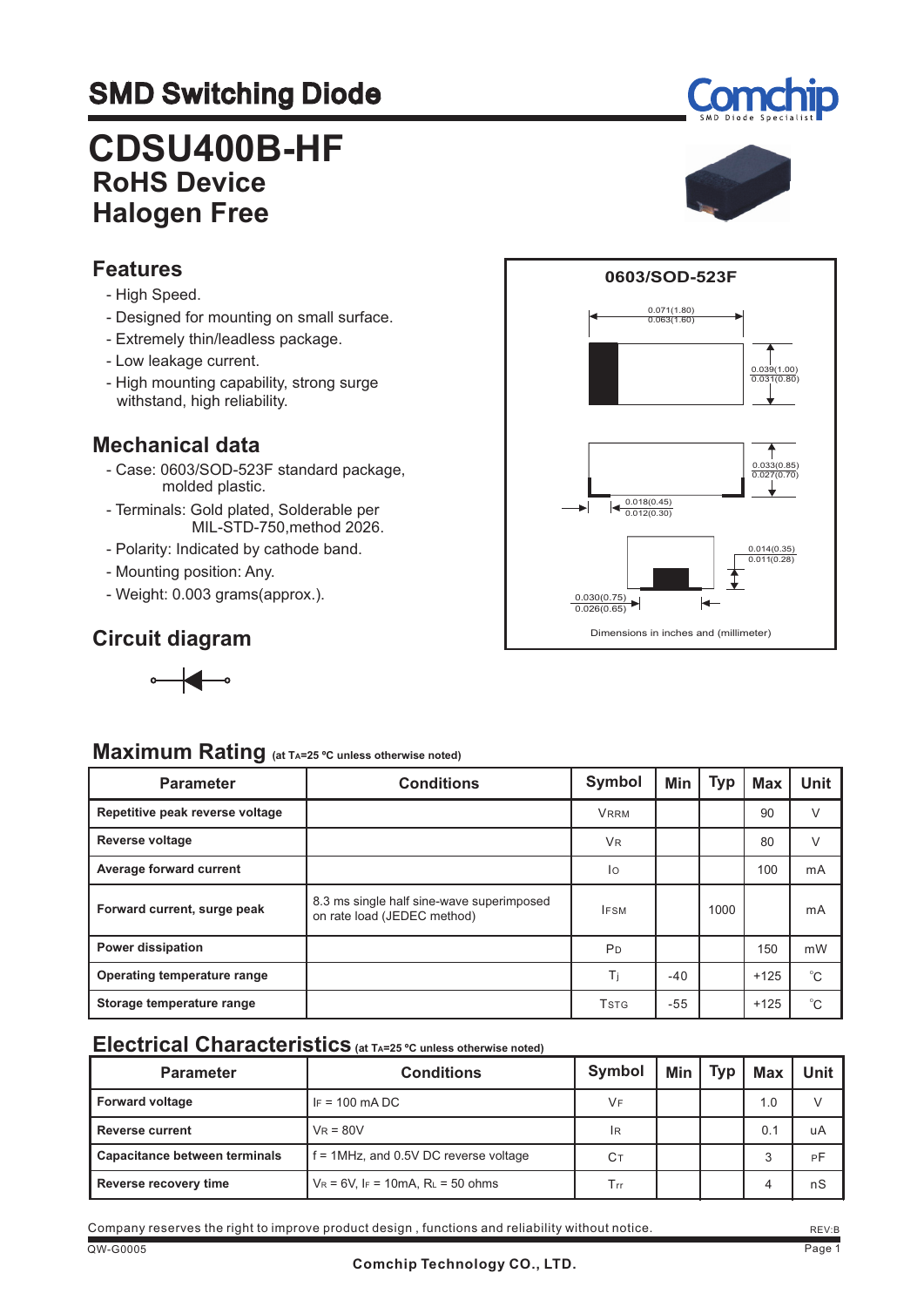# SMD Switching Diode

# CDSU400B-HF

## RoHS Device
## Halogen Free

## Features

- High Speed.
- Designed for mounting on small surface.
- Extremely thin/leadless package.
- Low leakage current.
- High mounting capability, strong surge withstand, high reliability.

## Mechanical data

- Case: 0603/SOD-523F standard package, molded plastic.
- Terminals: Gold plated, Solderable per MIL-STD-750,method 2026.
- Polarity: Indicated by cathode band.
- Mounting position: Any.
- Weight: 0.003 grams(approx.).

## Circuit diagram

**0603/SOD-523F**

0.071(1.80) / 0.063(1.60)

0.039(1.00) / 0.031(0.80)

0.033(0.85) / 0.027(0.70)

0.018(0.45) / 0.012(0.30)

0.014(0.35) / 0.011(0.28)

0.030(0.75) / 0.026(0.65)

Dimensions in inches and (millimeter)

## Maximum Rating (at $T_A$=25 °C unless otherwise noted)

| Parameter | Conditions | Symbol | Min | Typ | Max | Unit |
|---|---|---|---|---|---|---|
| Repetitive peak reverse voltage | | $V_{RRM}$ | | | 90 | V |
| Reverse voltage | | $V_R$ | | | 80 | V |
| Average forward current | | $I_O$ | | | 100 | mA |
| Forward current, surge peak | 8.3 ms single half sine-wave superimposed on rate load (JEDEC method) | $I_{FSM}$ | | 1000 | | mA |
| Power dissipation | | $P_D$ | | | 150 | mW |
| Operating temperature range | | $T_j$ | -40 | | +125 | °C |
| Storage temperature range | | $T_{STG}$ | -55 | | +125 | °C |

## Electrical Characteristics (at $T_A$=25 °C unless otherwise noted)

| Parameter | Conditions | Symbol | Min | Typ | Max | Unit |
|---|---|---|---|---|---|---|
| Forward voltage | $I_F$ = 100 mA DC | $V_F$ | | | 1.0 | V |
| Reverse current | $V_R$ = 80V | $I_R$ | | | 0.1 | uA |
| Capacitance between terminals | f = 1MHz, and 0.5V DC reverse voltage | $C_T$ | | | 3 | pF |
| Reverse recovery time | $V_R$ = 6V, $I_F$ = 10mA, $R_L$ = 50 ohms | $T_{rr}$ | | | 4 | nS |

Company reserves the right to improve product design , functions and reliability without notice.

REV:B

QW-G0005

Comchip Technology CO., LTD.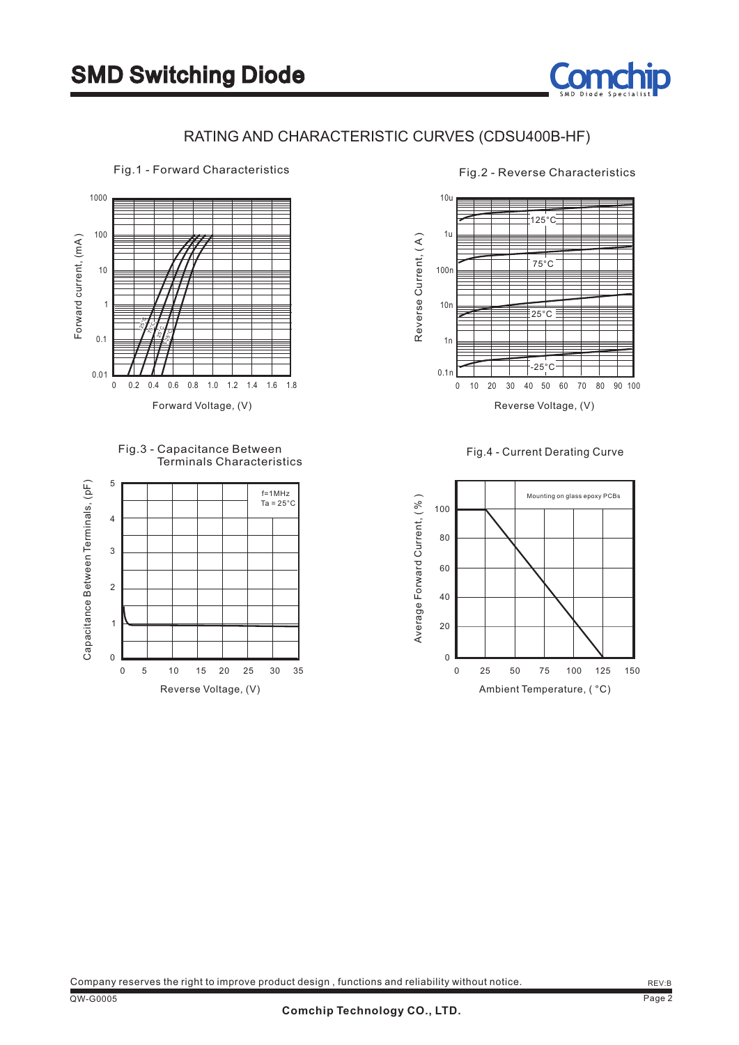## RATING AND CHARACTERISTIC CURVES (CDSU400B-HF)

Fig.1 - Forward Characteristics

Fig.2 - Reverse Characteristics

Fig.3 - Capacitance Between Terminals Characteristics

Fig.4 - Current Derating Curve

Company reserves the right to improve product design , functions and reliability without notice.

REV:B

QW-G0005

**Comchip Technology CO., LTD.**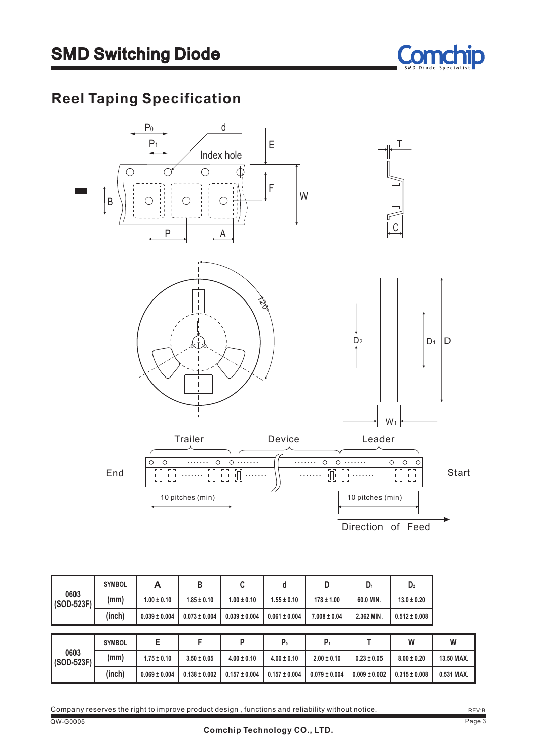# SMD Switching Diode

## Reel Taping Specification

| 0603 (SOD-523F) | SYMBOL | A | B | C | d | D | $D_1$ | $D_2$ |
|---|---|---|---|---|---|---|---|---|
| | (mm) | 1.00 ± 0.10 | 1.85 ± 0.10 | 1.00 ± 0.10 | 1.55 ± 0.10 | 178 ± 1.00 | 60.0 MIN. | 13.0 ± 0.20 |
| | (inch) | 0.039 ± 0.004 | 0.073 ± 0.004 | 0.039 ± 0.004 | 0.061 ± 0.004 | 7.008 ± 0.04 | 2.362 MIN. | 0.512 ± 0.008 |

| 0603 (SOD-523F) | SYMBOL | E | F | P | $P_0$ | $P_1$ | T | W | $W_1$ |
|---|---|---|---|---|---|---|---|---|---|
| | (mm) | 1.75 ± 0.10 | 3.50 ± 0.05 | 4.00 ± 0.10 | 4.00 ± 0.10 | 2.00 ± 0.10 | 0.23 ± 0.05 | 8.00 ± 0.20 | 13.50 MAX. |
| | (inch) | 0.069 ± 0.004 | 0.138 ± 0.002 | 0.157 ± 0.004 | 0.157 ± 0.004 | 0.079 ± 0.004 | 0.009 ± 0.002 | 0.315 ± 0.008 | 0.531 MAX. |

Company reserves the right to improve product design , functions and reliability without notice.

QW-G0005 REV:B

Comchip Technology CO., LTD.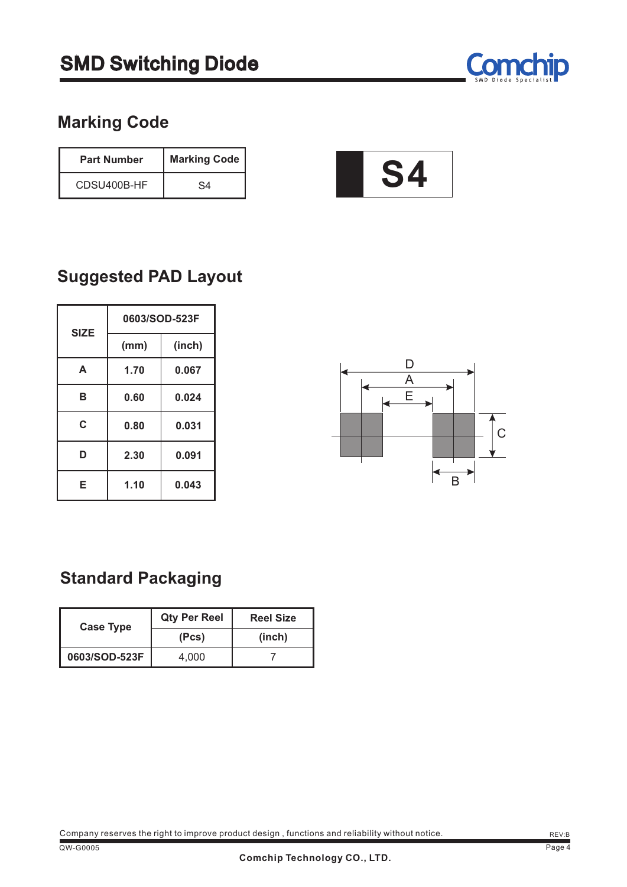# SMD Switching Diode

## Marking Code

| Part Number | Marking Code |
|---|---|
| CDSU400B-HF | S4 |

S4

## Suggested PAD Layout

| SIZE | 0603/SOD-523F | |
|---|---|---|
| | (mm) | (inch) |
| A | 1.70 | 0.067 |
| B | 0.60 | 0.024 |
| C | 0.80 | 0.031 |
| D | 2.30 | 0.091 |
| E | 1.10 | 0.043 |

D
A
E
C
B

## Standard Packaging

| Case Type | Qty Per Reel | Reel Size |
|---|---|---|
| | (Pcs) | (inch) |
| 0603/SOD-523F | 4,000 | 7 |

Company reserves the right to improve product design , functions and reliability without notice.

QW-G0005

REV:B

Comchip Technology CO., LTD.